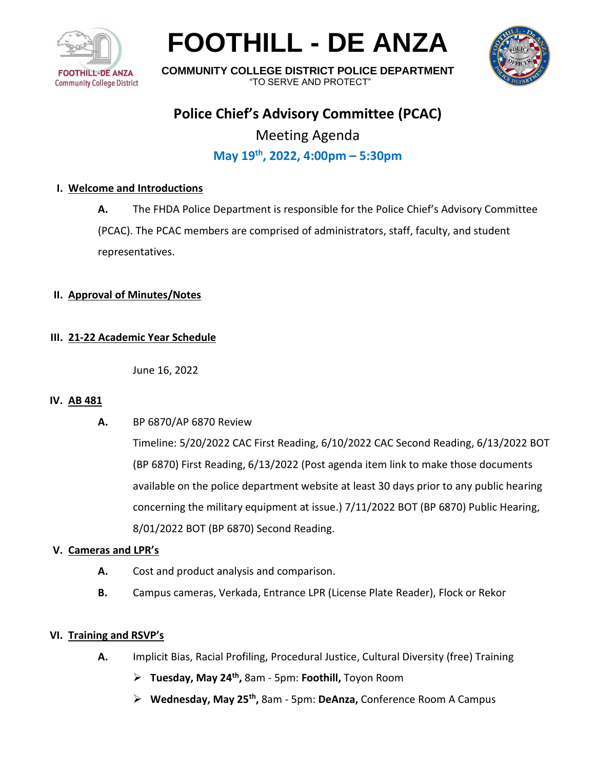# FOOTHILL - DE ANZA

**COMMUNITY COLLEGE DISTRICT POLICE DEPARTMENT**

"TO SERVE AND PROTECT"

## Police Chief's Advisory Committee (PCAC)

Meeting Agenda

**May 19th, 2022, 4:00pm – 5:30pm**

### I. Welcome and Introductions

**A.** The FHDA Police Department is responsible for the Police Chief's Advisory Committee (PCAC). The PCAC members are comprised of administrators, staff, faculty, and student representatives.

### II. Approval of Minutes/Notes

### III. 21-22 Academic Year Schedule

June 16, 2022

### IV. AB 481

**A.** BP 6870/AP 6870 Review

Timeline: 5/20/2022 CAC First Reading, 6/10/2022 CAC Second Reading, 6/13/2022 BOT (BP 6870) First Reading, 6/13/2022 (Post agenda item link to make those documents available on the police department website at least 30 days prior to any public hearing concerning the military equipment at issue.) 7/11/2022 BOT (BP 6870) Public Hearing, 8/01/2022 BOT (BP 6870) Second Reading.

### V. Cameras and LPR's

**A.** Cost and product analysis and comparison.

**B.** Campus cameras, Verkada, Entrance LPR (License Plate Reader), Flock or Rekor

### VI. Training and RSVP's

**A.** Implicit Bias, Racial Profiling, Procedural Justice, Cultural Diversity (free) Training

- **Tuesday, May 24th,** 8am - 5pm: **Foothill,** Toyon Room
- **Wednesday, May 25th,** 8am - 5pm: **DeAnza,** Conference Room A Campus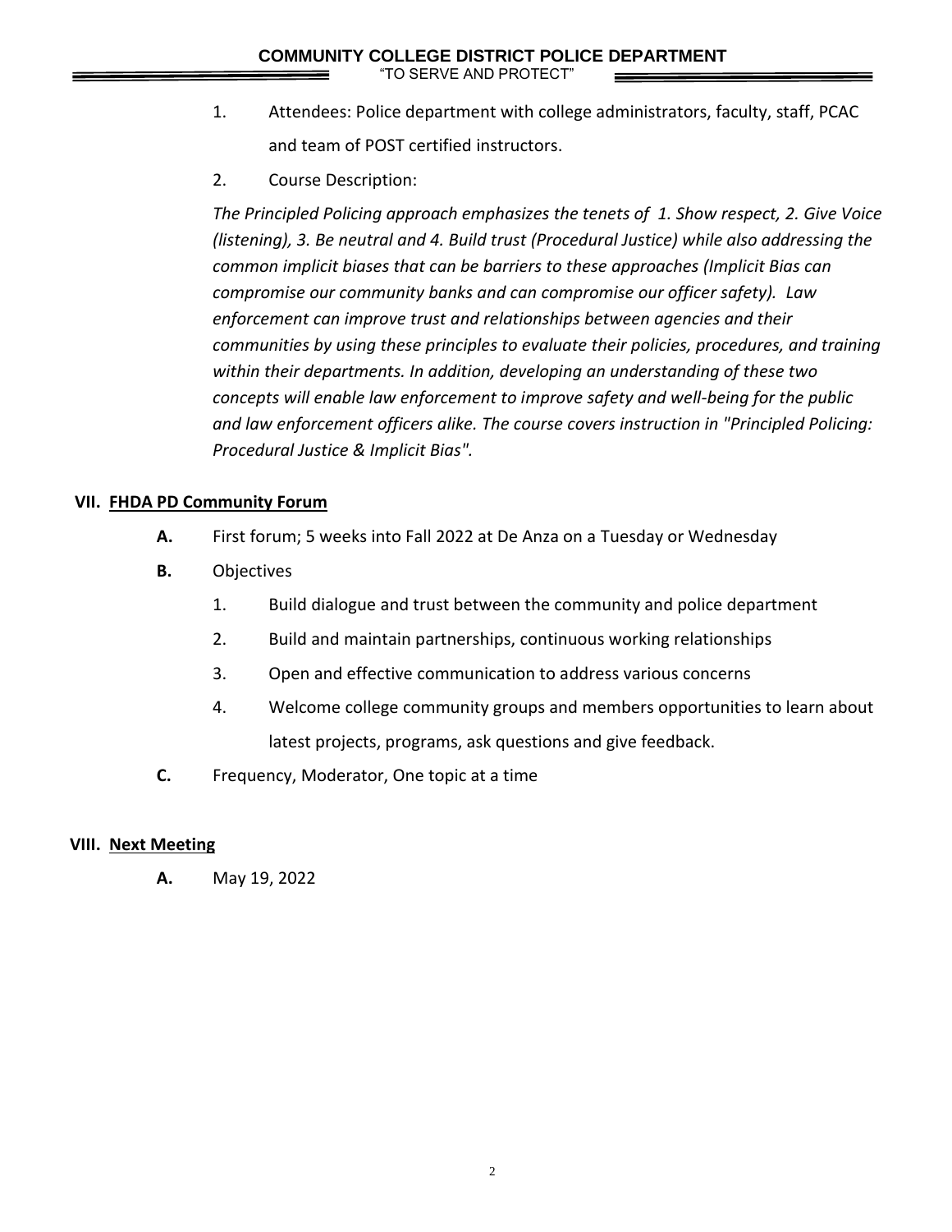1. Attendees: Police department with college administrators, faculty, staff, PCAC and team of POST certified instructors.
2. Course Description:

   *The Principled Policing approach emphasizes the tenets of 1. Show respect, 2. Give Voice (listening), 3. Be neutral and 4. Build trust (Procedural Justice) while also addressing the common implicit biases that can be barriers to these approaches (Implicit Bias can compromise our community banks and can compromise our officer safety). Law enforcement can improve trust and relationships between agencies and their communities by using these principles to evaluate their policies, procedures, and training within their departments. In addition, developing an understanding of these two concepts will enable law enforcement to improve safety and well-being for the public and law enforcement officers alike. The course covers instruction in "Principled Policing: Procedural Justice & Implicit Bias".*

## VII. FHDA PD Community Forum

**A.** First forum; 5 weeks into Fall 2022 at De Anza on a Tuesday or Wednesday

**B.** Objectives

1. Build dialogue and trust between the community and police department
2. Build and maintain partnerships, continuous working relationships
3. Open and effective communication to address various concerns
4. Welcome college community groups and members opportunities to learn about latest projects, programs, ask questions and give feedback.

**C.** Frequency, Moderator, One topic at a time

## VIII. Next Meeting

**A.** May 19, 2022